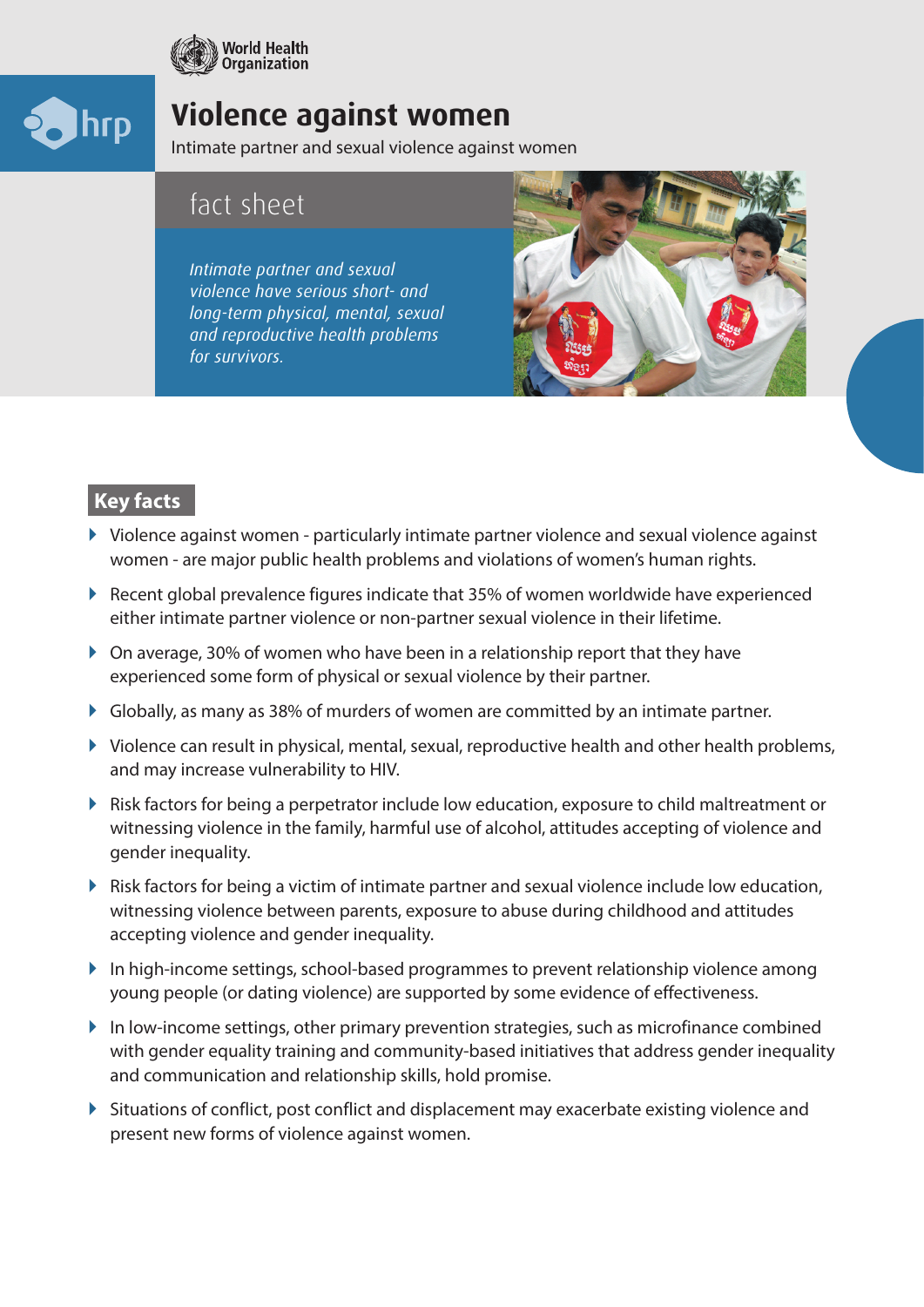World Health Organization

hrp

# Violence against women

Intimate partner and sexual violence against women

## fact sheet

*Intimate partner and sexual violence have serious short- and long-term physical, mental, sexual and reproductive health problems for survivors.*

## Key facts

- Violence against women - particularly intimate partner violence and sexual violence against women - are major public health problems and violations of women's human rights.
- Recent global prevalence figures indicate that 35% of women worldwide have experienced either intimate partner violence or non-partner sexual violence in their lifetime.
- On average, 30% of women who have been in a relationship report that they have experienced some form of physical or sexual violence by their partner.
- Globally, as many as 38% of murders of women are committed by an intimate partner.
- Violence can result in physical, mental, sexual, reproductive health and other health problems, and may increase vulnerability to HIV.
- Risk factors for being a perpetrator include low education, exposure to child maltreatment or witnessing violence in the family, harmful use of alcohol, attitudes accepting of violence and gender inequality.
- Risk factors for being a victim of intimate partner and sexual violence include low education, witnessing violence between parents, exposure to abuse during childhood and attitudes accepting violence and gender inequality.
- In high-income settings, school-based programmes to prevent relationship violence among young people (or dating violence) are supported by some evidence of effectiveness.
- In low-income settings, other primary prevention strategies, such as microfinance combined with gender equality training and community-based initiatives that address gender inequality and communication and relationship skills, hold promise.
- Situations of conflict, post conflict and displacement may exacerbate existing violence and present new forms of violence against women.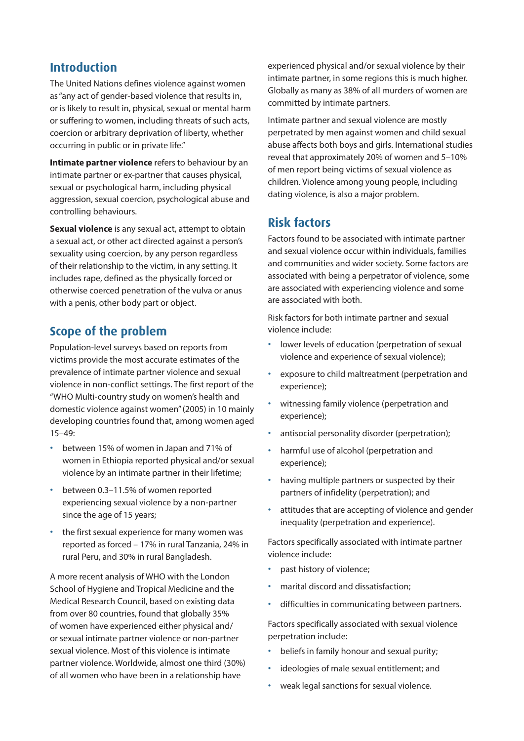## Introduction

The United Nations defines violence against women as "any act of gender-based violence that results in, or is likely to result in, physical, sexual or mental harm or suffering to women, including threats of such acts, coercion or arbitrary deprivation of liberty, whether occurring in public or in private life."

**Intimate partner violence** refers to behaviour by an intimate partner or ex-partner that causes physical, sexual or psychological harm, including physical aggression, sexual coercion, psychological abuse and controlling behaviours.

**Sexual violence** is any sexual act, attempt to obtain a sexual act, or other act directed against a person's sexuality using coercion, by any person regardless of their relationship to the victim, in any setting. It includes rape, defined as the physically forced or otherwise coerced penetration of the vulva or anus with a penis, other body part or object.

## Scope of the problem

Population-level surveys based on reports from victims provide the most accurate estimates of the prevalence of intimate partner violence and sexual violence in non-conflict settings. The first report of the "WHO Multi-country study on women's health and domestic violence against women" (2005) in 10 mainly developing countries found that, among women aged 15–49:

- between 15% of women in Japan and 71% of women in Ethiopia reported physical and/or sexual violence by an intimate partner in their lifetime;
- between 0.3–11.5% of women reported experiencing sexual violence by a non-partner since the age of 15 years;
- the first sexual experience for many women was reported as forced – 17% in rural Tanzania, 24% in rural Peru, and 30% in rural Bangladesh.

A more recent analysis of WHO with the London School of Hygiene and Tropical Medicine and the Medical Research Council, based on existing data from over 80 countries, found that globally 35% of women have experienced either physical and/or sexual intimate partner violence or non-partner sexual violence. Most of this violence is intimate partner violence. Worldwide, almost one third (30%) of all women who have been in a relationship have experienced physical and/or sexual violence by their intimate partner, in some regions this is much higher. Globally as many as 38% of all murders of women are committed by intimate partners.

Intimate partner and sexual violence are mostly perpetrated by men against women and child sexual abuse affects both boys and girls. International studies reveal that approximately 20% of women and 5–10% of men report being victims of sexual violence as children. Violence among young people, including dating violence, is also a major problem.

## Risk factors

Factors found to be associated with intimate partner and sexual violence occur within individuals, families and communities and wider society. Some factors are associated with being a perpetrator of violence, some are associated with experiencing violence and some are associated with both.

Risk factors for both intimate partner and sexual violence include:

- lower levels of education (perpetration of sexual violence and experience of sexual violence);
- exposure to child maltreatment (perpetration and experience);
- witnessing family violence (perpetration and experience);
- antisocial personality disorder (perpetration);
- harmful use of alcohol (perpetration and experience);
- having multiple partners or suspected by their partners of infidelity (perpetration); and
- attitudes that are accepting of violence and gender inequality (perpetration and experience).

Factors specifically associated with intimate partner violence include:

- past history of violence;
- marital discord and dissatisfaction;
- difficulties in communicating between partners.

Factors specifically associated with sexual violence perpetration include:

- beliefs in family honour and sexual purity;
- ideologies of male sexual entitlement; and
- weak legal sanctions for sexual violence.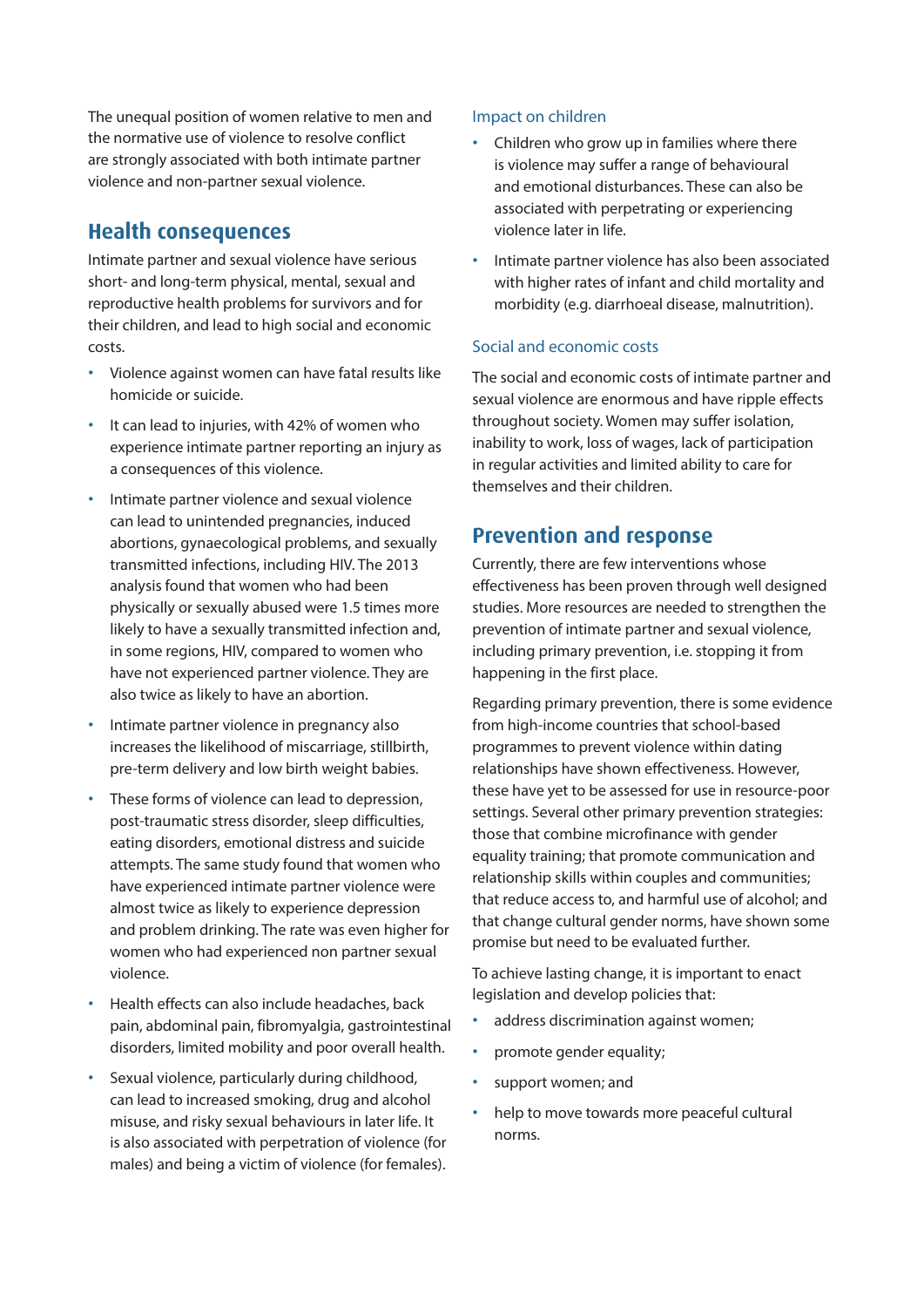The unequal position of women relative to men and the normative use of violence to resolve conflict are strongly associated with both intimate partner violence and non-partner sexual violence.

## Health consequences

Intimate partner and sexual violence have serious short- and long-term physical, mental, sexual and reproductive health problems for survivors and for their children, and lead to high social and economic costs.

- Violence against women can have fatal results like homicide or suicide.
- It can lead to injuries, with 42% of women who experience intimate partner reporting an injury as a consequences of this violence.
- Intimate partner violence and sexual violence can lead to unintended pregnancies, induced abortions, gynaecological problems, and sexually transmitted infections, including HIV. The 2013 analysis found that women who had been physically or sexually abused were 1.5 times more likely to have a sexually transmitted infection and, in some regions, HIV, compared to women who have not experienced partner violence. They are also twice as likely to have an abortion.
- Intimate partner violence in pregnancy also increases the likelihood of miscarriage, stillbirth, pre-term delivery and low birth weight babies.
- These forms of violence can lead to depression, post-traumatic stress disorder, sleep difficulties, eating disorders, emotional distress and suicide attempts. The same study found that women who have experienced intimate partner violence were almost twice as likely to experience depression and problem drinking. The rate was even higher for women who had experienced non partner sexual violence.
- Health effects can also include headaches, back pain, abdominal pain, fibromyalgia, gastrointestinal disorders, limited mobility and poor overall health.
- Sexual violence, particularly during childhood, can lead to increased smoking, drug and alcohol misuse, and risky sexual behaviours in later life. It is also associated with perpetration of violence (for males) and being a victim of violence (for females).

### Impact on children

- Children who grow up in families where there is violence may suffer a range of behavioural and emotional disturbances. These can also be associated with perpetrating or experiencing violence later in life.
- Intimate partner violence has also been associated with higher rates of infant and child mortality and morbidity (e.g. diarrhoeal disease, malnutrition).

### Social and economic costs

The social and economic costs of intimate partner and sexual violence are enormous and have ripple effects throughout society. Women may suffer isolation, inability to work, loss of wages, lack of participation in regular activities and limited ability to care for themselves and their children.

## Prevention and response

Currently, there are few interventions whose effectiveness has been proven through well designed studies. More resources are needed to strengthen the prevention of intimate partner and sexual violence, including primary prevention, i.e. stopping it from happening in the first place.

Regarding primary prevention, there is some evidence from high-income countries that school-based programmes to prevent violence within dating relationships have shown effectiveness. However, these have yet to be assessed for use in resource-poor settings. Several other primary prevention strategies: those that combine microfinance with gender equality training; that promote communication and relationship skills within couples and communities; that reduce access to, and harmful use of alcohol; and that change cultural gender norms, have shown some promise but need to be evaluated further.

To achieve lasting change, it is important to enact legislation and develop policies that:

- address discrimination against women;
- promote gender equality;
- support women; and
- help to move towards more peaceful cultural norms.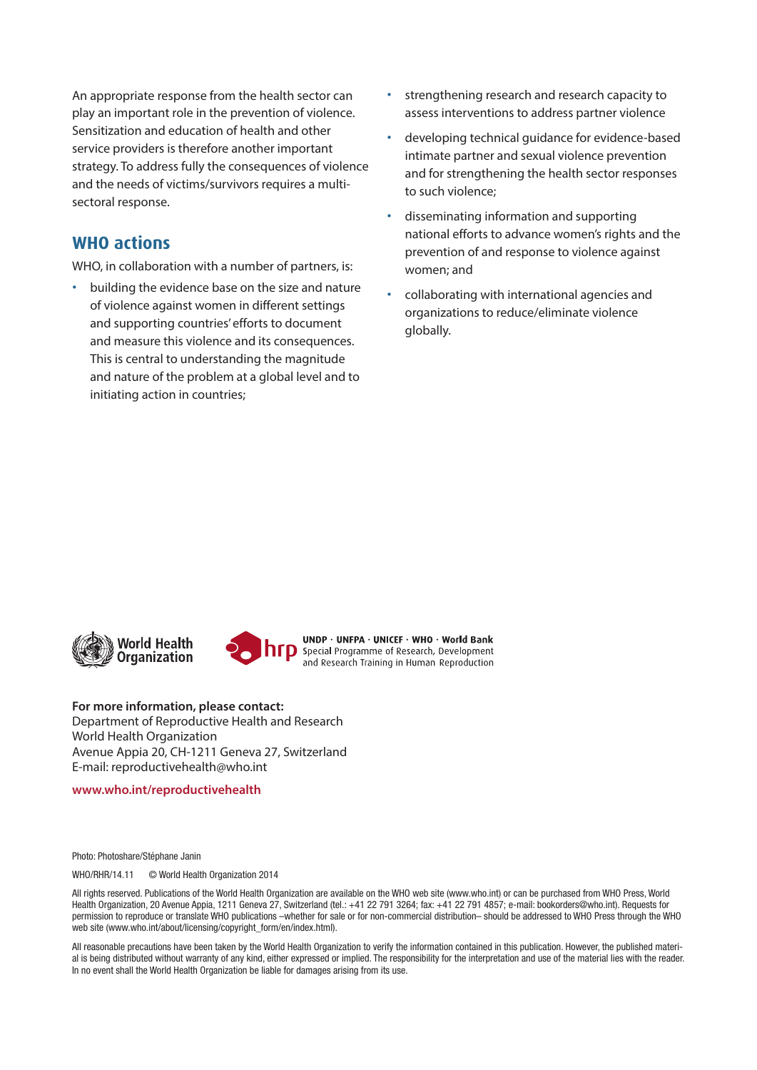An appropriate response from the health sector can play an important role in the prevention of violence. Sensitization and education of health and other service providers is therefore another important strategy. To address fully the consequences of violence and the needs of victims/survivors requires a multi-sectoral response.

## WHO actions

WHO, in collaboration with a number of partners, is:

- building the evidence base on the size and nature of violence against women in different settings and supporting countries' efforts to document and measure this violence and its consequences. This is central to understanding the magnitude and nature of the problem at a global level and to initiating action in countries;
- strengthening research and research capacity to assess interventions to address partner violence
- developing technical guidance for evidence-based intimate partner and sexual violence prevention and for strengthening the health sector responses to such violence;
- disseminating information and supporting national efforts to advance women's rights and the prevention of and response to violence against women; and
- collaborating with international agencies and organizations to reduce/eliminate violence globally.

World Health Organization

hrp UNDP · UNFPA · UNICEF · WHO · World Bank
Special Programme of Research, Development and Research Training in Human Reproduction

**For more information, please contact:**
Department of Reproductive Health and Research
World Health Organization
Avenue Appia 20, CH-1211 Geneva 27, Switzerland
E-mail: reproductivehealth@who.int

**www.who.int/reproductivehealth**

Photo: Photoshare/Stéphane Janin

WHO/RHR/14.11 © World Health Organization 2014

All rights reserved. Publications of the World Health Organization are available on the WHO web site (www.who.int) or can be purchased from WHO Press, World Health Organization, 20 Avenue Appia, 1211 Geneva 27, Switzerland (tel.: +41 22 791 3264; fax: +41 22 791 4857; e-mail: bookorders@who.int). Requests for permission to reproduce or translate WHO publications –whether for sale or for non-commercial distribution– should be addressed to WHO Press through the WHO web site (www.who.int/about/licensing/copyright_form/en/index.html).

All reasonable precautions have been taken by the World Health Organization to verify the information contained in this publication. However, the published material is being distributed without warranty of any kind, either expressed or implied. The responsibility for the interpretation and use of the material lies with the reader. In no event shall the World Health Organization be liable for damages arising from its use.